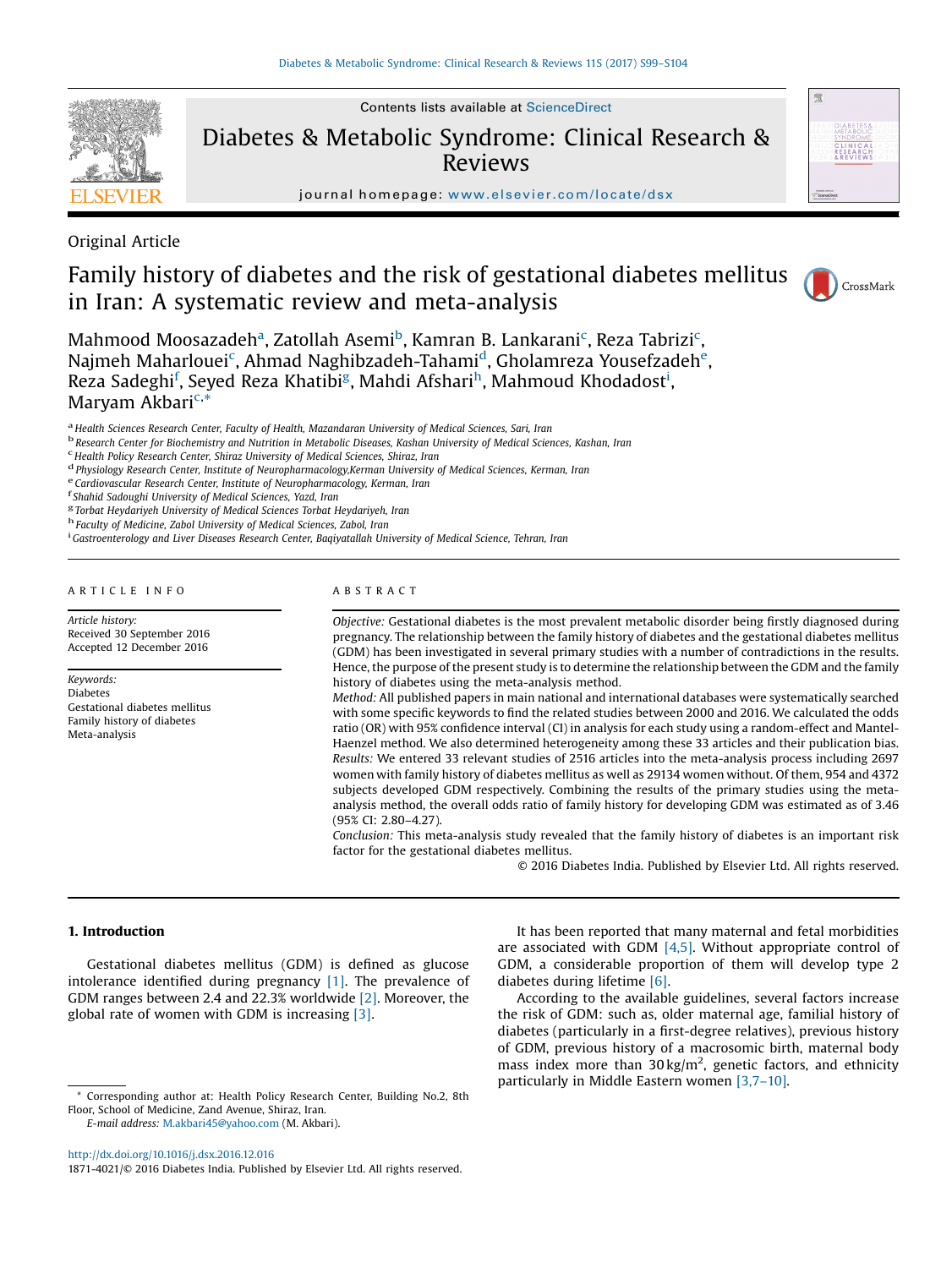Original Article

# Family history of diabetes and the risk of gestational diabetes mellitus in Iran: A systematic review and meta-analysis

Mahmood Moosazadeh[a], Zatollah Asemi[b], Kamran B. Lankarani[c], Reza Tabrizi[c], Najmeh Maharlouei[c], Ahmad Naghibzadeh-Tahami[d], Gholamreza Yousefzadeh[e], Reza Sadeghi[f], Seyed Reza Khatibi[g], Mahdi Afshari[h], Mahmoud Khodadost[i], Maryam Akbari[c,*]

[a] Health Sciences Research Center, Faculty of Health, Mazandaran University of Medical Sciences, Sari, Iran
[b] Research Center for Biochemistry and Nutrition in Metabolic Diseases, Kashan University of Medical Sciences, Kashan, Iran
[c] Health Policy Research Center, Shiraz University of Medical Sciences, Shiraz, Iran
[d] Physiology Research Center, Institute of Neuropharmacology,Kerman University of Medical Sciences, Kerman, Iran
[e] Cardiovascular Research Center, Institute of Neuropharmacology, Kerman, Iran
[f] Shahid Sadoughi University of Medical Sciences, Yazd, Iran
[g] Torbat Heydariyeh University of Medical Sciences Torbat Heydariyeh, Iran
[h] Faculty of Medicine, Zabol University of Medical Sciences, Zabol, Iran
[i] Gastroenterology and Liver Diseases Research Center, Baqiyatallah University of Medical Science, Tehran, Iran

## ARTICLE INFO

*Article history:*
Received 30 September 2016
Accepted 12 December 2016

*Keywords:*
Diabetes
Gestational diabetes mellitus
Family history of diabetes
Meta-analysis

## ABSTRACT

*Objective:* Gestational diabetes is the most prevalent metabolic disorder being firstly diagnosed during pregnancy. The relationship between the family history of diabetes and the gestational diabetes mellitus (GDM) has been investigated in several primary studies with a number of contradictions in the results. Hence, the purpose of the present study is to determine the relationship between the GDM and the family history of diabetes using the meta-analysis method.

*Method:* All published papers in main national and international databases were systematically searched with some specific keywords to find the related studies between 2000 and 2016. We calculated the odds ratio (OR) with 95% confidence interval (CI) in analysis for each study using a random-effect and Mantel-Haenzel method. We also determined heterogeneity among these 33 articles and their publication bias.

*Results:* We entered 33 relevant studies of 2516 articles into the meta-analysis process including 2697 women with family history of diabetes mellitus as well as 29134 women without. Of them, 954 and 4372 subjects developed GDM respectively. Combining the results of the primary studies using the meta-analysis method, the overall odds ratio of family history for developing GDM was estimated as of 3.46 (95% CI: 2.80–4.27).

*Conclusion:* This meta-analysis study revealed that the family history of diabetes is an important risk factor for the gestational diabetes mellitus.

© 2016 Diabetes India. Published by Elsevier Ltd. All rights reserved.

## 1. Introduction

Gestational diabetes mellitus (GDM) is defined as glucose intolerance identified during pregnancy [1]. The prevalence of GDM ranges between 2.4 and 22.3% worldwide [2]. Moreover, the global rate of women with GDM is increasing [3].

It has been reported that many maternal and fetal morbidities are associated with GDM [4,5]. Without appropriate control of GDM, a considerable proportion of them will develop type 2 diabetes during lifetime [6].

According to the available guidelines, several factors increase the risk of GDM: such as, older maternal age, familial history of diabetes (particularly in a first-degree relatives), previous history of GDM, previous history of a macrosomic birth, maternal body mass index more than 30 kg/m$^2$, genetic factors, and ethnicity particularly in Middle Eastern women [3,7–10].

* Corresponding author at: Health Policy Research Center, Building No.2, 8th Floor, School of Medicine, Zand Avenue, Shiraz, Iran.
*E-mail address:* M.akbari45@yahoo.com (M. Akbari).

http://dx.doi.org/10.1016/j.dsx.2016.12.016
1871-4021/© 2016 Diabetes India. Published by Elsevier Ltd. All rights reserved.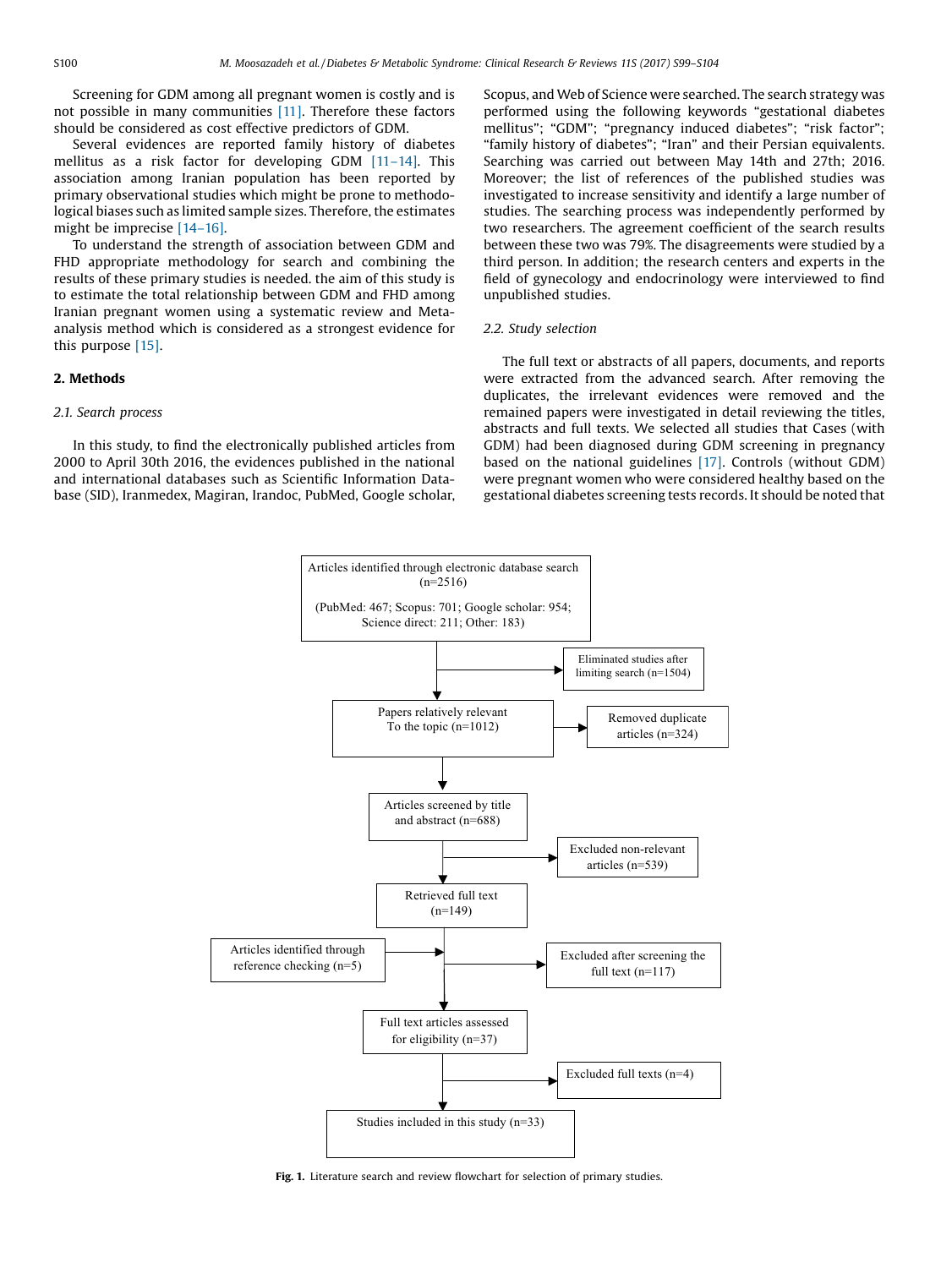Screening for GDM among all pregnant women is costly and is not possible in many communities [11]. Therefore these factors should be considered as cost effective predictors of GDM.

Several evidences are reported family history of diabetes mellitus as a risk factor for developing GDM [11–14]. This association among Iranian population has been reported by primary observational studies which might be prone to methodological biases such as limited sample sizes. Therefore, the estimates might be imprecise [14–16].

To understand the strength of association between GDM and FHD appropriate methodology for search and combining the results of these primary studies is needed. the aim of this study is to estimate the total relationship between GDM and FHD among Iranian pregnant women using a systematic review and Meta-analysis method which is considered as a strongest evidence for this purpose [15].

## 2. Methods

### 2.1. Search process

In this study, to find the electronically published articles from 2000 to April 30th 2016, the evidences published in the national and international databases such as Scientific Information Database (SID), Iranmedex, Magiran, Irandoc, PubMed, Google scholar, Scopus, and Web of Science were searched. The search strategy was performed using the following keywords "gestational diabetes mellitus"; "GDM"; "pregnancy induced diabetes"; "risk factor"; "family history of diabetes"; "Iran" and their Persian equivalents. Searching was carried out between May 14th and 27th; 2016. Moreover; the list of references of the published studies was investigated to increase sensitivity and identify a large number of studies. The searching process was independently performed by two researchers. The agreement coefficient of the search results between these two was 79%. The disagreements were studied by a third person. In addition; the research centers and experts in the field of gynecology and endocrinology were interviewed to find unpublished studies.

### 2.2. Study selection

The full text or abstracts of all papers, documents, and reports were extracted from the advanced search. After removing the duplicates, the irrelevant evidences were removed and the remained papers were investigated in detail reviewing the titles, abstracts and full texts. We selected all studies that Cases (with GDM) had been diagnosed during GDM screening in pregnancy based on the national guidelines [17]. Controls (without GDM) were pregnant women who were considered healthy based on the gestational diabetes screening tests records. It should be noted that

Articles identified through electronic database search (n=2516)
(PubMed: 467; Scopus: 701; Google scholar: 954; Science direct: 211; Other: 183)
→ Eliminated studies after limiting search (n=1504)

Papers relatively relevant To the topic (n=1012)
→ Removed duplicate articles (n=324)

Articles screened by title and abstract (n=688)
→ Excluded non-relevant articles (n=539)

Retrieved full text (n=149)
Articles identified through reference checking (n=5)
→ Excluded after screening the full text (n=117)

Full text articles assessed for eligibility (n=37)
→ Excluded full texts (n=4)

Studies included in this study (n=33)

**Fig. 1.** Literature search and review flowchart for selection of primary studies.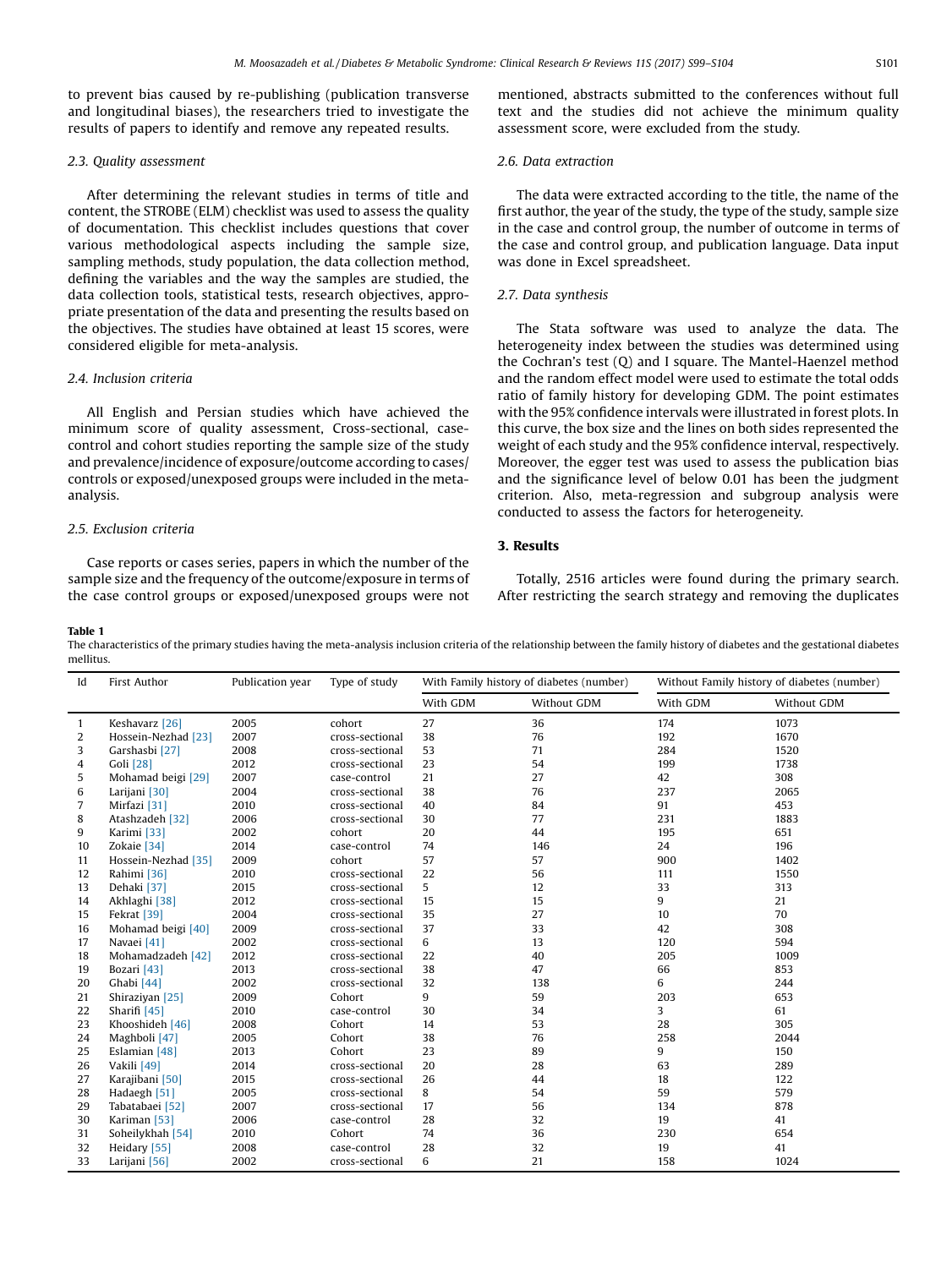to prevent bias caused by re-publishing (publication transverse and longitudinal biases), the researchers tried to investigate the results of papers to identify and remove any repeated results.

### 2.3. Quality assessment

After determining the relevant studies in terms of title and content, the STROBE (ELM) checklist was used to assess the quality of documentation. This checklist includes questions that cover various methodological aspects including the sample size, sampling methods, study population, the data collection method, defining the variables and the way the samples are studied, the data collection tools, statistical tests, research objectives, appropriate presentation of the data and presenting the results based on the objectives. The studies have obtained at least 15 scores, were considered eligible for meta-analysis.

### 2.4. Inclusion criteria

All English and Persian studies which have achieved the minimum score of quality assessment, Cross-sectional, case-control and cohort studies reporting the sample size of the study and prevalence/incidence of exposure/outcome according to cases/controls or exposed/unexposed groups were included in the meta-analysis.

### 2.5. Exclusion criteria

Case reports or cases series, papers in which the number of the sample size and the frequency of the outcome/exposure in terms of the case control groups or exposed/unexposed groups were not mentioned, abstracts submitted to the conferences without full text and the studies did not achieve the minimum quality assessment score, were excluded from the study.

### 2.6. Data extraction

The data were extracted according to the title, the name of the first author, the year of the study, the type of the study, sample size in the case and control group, the number of outcome in terms of the case and control group, and publication language. Data input was done in Excel spreadsheet.

### 2.7. Data synthesis

The Stata software was used to analyze the data. The heterogeneity index between the studies was determined using the Cochran's test (Q) and I square. The Mantel-Haenzel method and the random effect model were used to estimate the total odds ratio of family history for developing GDM. The point estimates with the 95% confidence intervals were illustrated in forest plots. In this curve, the box size and the lines on both sides represented the weight of each study and the 95% confidence interval, respectively. Moreover, the egger test was used to assess the publication bias and the significance level of below 0.01 has been the judgment criterion. Also, meta-regression and subgroup analysis were conducted to assess the factors for heterogeneity.

## 3. Results

Totally, 2516 articles were found during the primary search. After restricting the search strategy and removing the duplicates

**Table 1**
The characteristics of the primary studies having the meta-analysis inclusion criteria of the relationship between the family history of diabetes and the gestational diabetes mellitus.

| Id | First Author | Publication year | Type of study | With Family history of diabetes (number) | | Without Family history of diabetes (number) | |
|---|---|---|---|---|---|---|---|
| | | | | With GDM | Without GDM | With GDM | Without GDM |
| 1 | Keshavarz [26] | 2005 | cohort | 27 | 36 | 174 | 1073 |
| 2 | Hossein-Nezhad [23] | 2007 | cross-sectional | 38 | 76 | 192 | 1670 |
| 3 | Garshasbi [27] | 2008 | cross-sectional | 53 | 71 | 284 | 1520 |
| 4 | Goli [28] | 2012 | cross-sectional | 23 | 54 | 199 | 1738 |
| 5 | Mohamad beigi [29] | 2007 | case-control | 21 | 27 | 42 | 308 |
| 6 | Larijani [30] | 2004 | cross-sectional | 38 | 76 | 237 | 2065 |
| 7 | Mirfazi [31] | 2010 | cross-sectional | 40 | 84 | 91 | 453 |
| 8 | Atashzadeh [32] | 2006 | cross-sectional | 30 | 77 | 231 | 1883 |
| 9 | Karimi [33] | 2002 | cohort | 20 | 44 | 195 | 651 |
| 10 | Zokaie [34] | 2014 | case-control | 74 | 146 | 24 | 196 |
| 11 | Hossein-Nezhad [35] | 2009 | cohort | 57 | 57 | 900 | 1402 |
| 12 | Rahimi [36] | 2010 | cross-sectional | 22 | 56 | 111 | 1550 |
| 13 | Dehaki [37] | 2015 | cross-sectional | 5 | 12 | 33 | 313 |
| 14 | Akhlaghi [38] | 2012 | cross-sectional | 15 | 15 | 9 | 21 |
| 15 | Fekrat [39] | 2004 | cross-sectional | 35 | 27 | 10 | 70 |
| 16 | Mohamad beigi [40] | 2009 | cross-sectional | 37 | 33 | 42 | 308 |
| 17 | Navaei [41] | 2002 | cross-sectional | 6 | 13 | 120 | 594 |
| 18 | Mohamadzadeh [42] | 2012 | cross-sectional | 22 | 40 | 205 | 1009 |
| 19 | Bozari [43] | 2013 | cross-sectional | 38 | 47 | 66 | 853 |
| 20 | Ghabi [44] | 2002 | cross-sectional | 32 | 138 | 6 | 244 |
| 21 | Shiraziyan [25] | 2009 | Cohort | 9 | 59 | 203 | 653 |
| 22 | Sharifi [45] | 2010 | case-control | 30 | 34 | 3 | 61 |
| 23 | Khooshideh [46] | 2008 | Cohort | 14 | 53 | 28 | 305 |
| 24 | Maghboli [47] | 2005 | Cohort | 38 | 76 | 258 | 2044 |
| 25 | Eslamian [48] | 2013 | Cohort | 23 | 89 | 9 | 150 |
| 26 | Vakili [49] | 2014 | cross-sectional | 20 | 28 | 63 | 289 |
| 27 | Karajibani [50] | 2015 | cross-sectional | 26 | 44 | 18 | 122 |
| 28 | Hadaegh [51] | 2005 | cross-sectional | 8 | 54 | 59 | 579 |
| 29 | Tabatabaei [52] | 2007 | cross-sectional | 17 | 56 | 134 | 878 |
| 30 | Kariman [53] | 2006 | case-control | 28 | 32 | 19 | 41 |
| 31 | Soheilykhah [54] | 2010 | Cohort | 74 | 36 | 230 | 654 |
| 32 | Heidary [55] | 2008 | case-control | 28 | 32 | 19 | 41 |
| 33 | Larijani [56] | 2002 | cross-sectional | 6 | 21 | 158 | 1024 |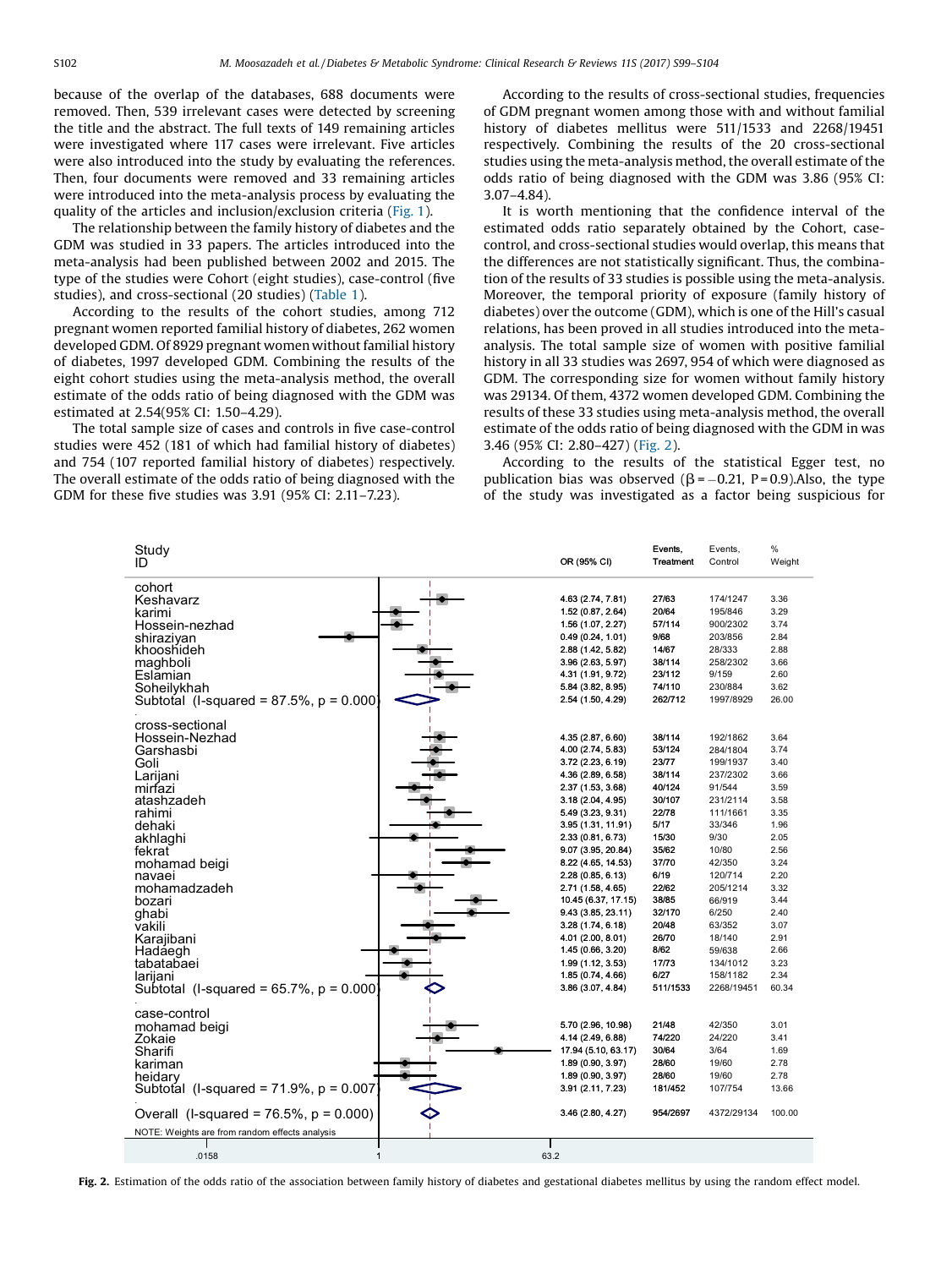because of the overlap of the databases, 688 documents were removed. Then, 539 irrelevant cases were detected by screening the title and the abstract. The full texts of 149 remaining articles were investigated where 117 cases were irrelevant. Five articles were also introduced into the study by evaluating the references. Then, four documents were removed and 33 remaining articles were introduced into the meta-analysis process by evaluating the quality of the articles and inclusion/exclusion criteria (Fig. 1).

The relationship between the family history of diabetes and the GDM was studied in 33 papers. The articles introduced into the meta-analysis had been published between 2002 and 2015. The type of the studies were Cohort (eight studies), case-control (five studies), and cross-sectional (20 studies) (Table 1).

According to the results of the cohort studies, among 712 pregnant women reported familial history of diabetes, 262 women developed GDM. Of 8929 pregnant women without familial history of diabetes, 1997 developed GDM. Combining the results of the eight cohort studies using the meta-analysis method, the overall estimate of the odds ratio of being diagnosed with the GDM was estimated at 2.54(95% CI: 1.50–4.29).

The total sample size of cases and controls in five case-control studies were 452 (181 of which had familial history of diabetes) and 754 (107 reported familial history of diabetes) respectively. The overall estimate of the odds ratio of being diagnosed with the GDM for these five studies was 3.91 (95% CI: 2.11–7.23).

According to the results of cross-sectional studies, frequencies of GDM pregnant women among those with and without familial history of diabetes mellitus were 511/1533 and 2268/19451 respectively. Combining the results of the 20 cross-sectional studies using the meta-analysis method, the overall estimate of the odds ratio of being diagnosed with the GDM was 3.86 (95% CI: 3.07–4.84).

It is worth mentioning that the confidence interval of the estimated odds ratio separately obtained by the Cohort, case-control, and cross-sectional studies would overlap, this means that the differences are not statistically significant. Thus, the combination of the results of 33 studies is possible using the meta-analysis. Moreover, the temporal priority of exposure (family history of diabetes) over the outcome (GDM), which is one of the Hill's casual relations, has been proved in all studies introduced into the meta-analysis. The total sample size of women with positive familial history in all 33 studies was 2697, 954 of which were diagnosed as GDM. The corresponding size for women without family history was 29134. Of them, 4372 women developed GDM. Combining the results of these 33 studies using meta-analysis method, the overall estimate of the odds ratio of being diagnosed with the GDM in was 3.46 (95% CI: 2.80–427) (Fig. 2).

According to the results of the statistical Egger test, no publication bias was observed ($\beta = -0.21$, $P = 0.9$).Also, the type of the study was investigated as a factor being suspicious for

| Study ID | OR (95% CI) | Events, Treatment | Events, Control | % Weight |
|---|---|---|---|---|
| **cohort** | | | | |
| Keshavarz | 4.63 (2.74, 7.81) | 27/63 | 174/1247 | 3.36 |
| karimi | 1.52 (0.87, 2.64) | 20/64 | 195/846 | 3.29 |
| Hossein-nezhad | 1.56 (1.07, 2.27) | 57/114 | 900/2302 | 3.74 |
| shiraziyan | 0.49 (0.24, 1.01) | 9/68 | 203/856 | 2.84 |
| khooshideh | 2.88 (1.42, 5.82) | 14/67 | 28/333 | 2.88 |
| maghboli | 3.96 (2.63, 5.97) | 38/114 | 258/2302 | 3.66 |
| Eslamian | 4.31 (1.91, 9.72) | 23/112 | 9/159 | 2.60 |
| Soheilykhah | 5.84 (3.82, 8.95) | 74/110 | 230/884 | 3.62 |
| Subtotal (I-squared = 87.5%, p = 0.000) | 2.54 (1.50, 4.29) | 262/712 | 1997/8929 | 26.00 |
| **cross-sectional** | | | | |
| Hossein-Nezhad | 4.35 (2.87, 6.60) | 38/114 | 192/1862 | 3.64 |
| Garshasbi | 4.00 (2.74, 5.83) | 53/124 | 284/1804 | 3.74 |
| Goli | 3.72 (2.23, 6.19) | 23/77 | 199/1937 | 3.40 |
| Larijani | 4.36 (2.89, 6.58) | 38/114 | 237/2302 | 3.66 |
| mirfazi | 2.37 (1.53, 3.68) | 40/124 | 91/544 | 3.59 |
| atashzadeh | 3.18 (2.04, 4.95) | 30/107 | 231/2114 | 3.58 |
| rahimi | 5.49 (3.23, 9.31) | 22/78 | 111/1661 | 3.35 |
| dehaki | 3.95 (1.31, 11.91) | 5/17 | 33/346 | 1.96 |
| akhlaghi | 2.33 (0.81, 6.73) | 15/30 | 9/30 | 2.05 |
| fekrat | 9.07 (3.95, 20.84) | 35/62 | 10/80 | 2.56 |
| mohamad beigi | 8.22 (4.65, 14.53) | 37/70 | 42/350 | 3.24 |
| navaei | 2.28 (0.85, 6.13) | 6/19 | 120/714 | 2.20 |
| mohamadzadeh | 2.71 (1.58, 4.65) | 22/62 | 205/1214 | 3.32 |
| bozari | 10.45 (6.37, 17.15) | 38/85 | 66/919 | 3.44 |
| ghabi | 9.43 (3.85, 23.11) | 32/170 | 6/250 | 2.40 |
| vakili | 3.28 (1.74, 6.18) | 20/48 | 63/352 | 3.07 |
| Karajibani | 4.01 (2.00, 8.01) | 26/70 | 18/140 | 2.91 |
| Hadaegh | 1.45 (0.66, 3.20) | 8/62 | 59/638 | 2.66 |
| tabatabaei | 1.99 (1.12, 3.53) | 17/73 | 134/1012 | 3.23 |
| larijani | 1.85 (0.74, 4.66) | 6/27 | 158/1182 | 2.34 |
| Subtotal (I-squared = 65.7%, p = 0.000) | 3.86 (3.07, 4.84) | 511/1533 | 2268/19451 | 60.34 |
| **case-control** | | | | |
| mohamad beigi | 5.70 (2.96, 10.98) | 21/48 | 42/350 | 3.01 |
| Zokaie | 4.14 (2.49, 6.88) | 74/220 | 24/220 | 3.41 |
| Sharifi | 17.94 (5.10, 63.17) | 30/64 | 3/64 | 1.69 |
| kariman | 1.89 (0.90, 3.97) | 28/60 | 19/60 | 2.78 |
| heidary | 1.89 (0.90, 3.97) | 28/60 | 19/60 | 2.78 |
| Subtotal (I-squared = 71.9%, p = 0.007) | 3.91 (2.11, 7.23) | 181/452 | 107/754 | 13.66 |
| Overall (I-squared = 76.5%, p = 0.000) | 3.46 (2.80, 4.27) | 954/2697 | 4372/29134 | 100.00 |

NOTE: Weights are from random effects analysis

**Fig. 2.** Estimation of the odds ratio of the association between family history of diabetes and gestational diabetes mellitus by using the random effect model.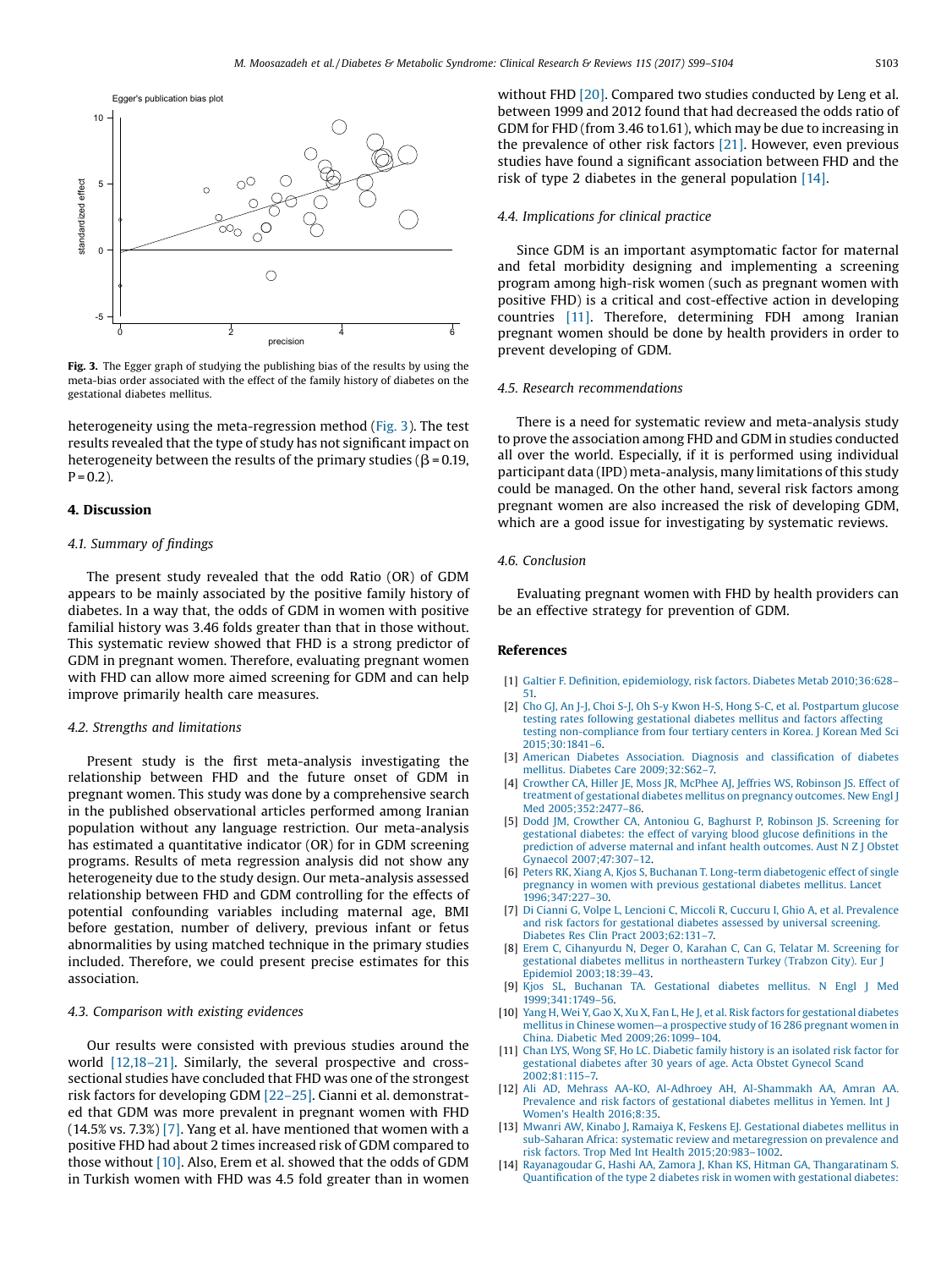Fig. 3. The Egger graph of studying the publishing bias of the results by using the meta-bias order associated with the effect of the family history of diabetes on the gestational diabetes mellitus.

heterogeneity using the meta-regression method (Fig. 3). The test results revealed that the type of study has not significant impact on heterogeneity between the results of the primary studies ($\beta = 0.19$, $P = 0.2$).

## 4. Discussion

### 4.1. Summary of findings

The present study revealed that the odd Ratio (OR) of GDM appears to be mainly associated by the positive family history of diabetes. In a way that, the odds of GDM in women with positive familial history was 3.46 folds greater than that in those without. This systematic review showed that FHD is a strong predictor of GDM in pregnant women. Therefore, evaluating pregnant women with FHD can allow more aimed screening for GDM and can help improve primarily health care measures.

### 4.2. Strengths and limitations

Present study is the first meta-analysis investigating the relationship between FHD and the future onset of GDM in pregnant women. This study was done by a comprehensive search in the published observational articles performed among Iranian population without any language restriction. Our meta-analysis has estimated a quantitative indicator (OR) for in GDM screening programs. Results of meta regression analysis did not show any heterogeneity due to the study design. Our meta-analysis assessed relationship between FHD and GDM controlling for the effects of potential confounding variables including maternal age, BMI before gestation, number of delivery, previous infant or fetus abnormalities by using matched technique in the primary studies included. Therefore, we could present precise estimates for this association.

### 4.3. Comparison with existing evidences

Our results were consisted with previous studies around the world [12,18–21]. Similarly, the several prospective and cross-sectional studies have concluded that FHD was one of the strongest risk factors for developing GDM [22–25]. Cianni et al. demonstrated that GDM was more prevalent in pregnant women with FHD (14.5% vs. 7.3%) [7]. Yang et al. have mentioned that women with a positive FHD had about 2 times increased risk of GDM compared to those without [10]. Also, Erem et al. showed that the odds of GDM in Turkish women with FHD was 4.5 fold greater than in women without FHD [20]. Compared two studies conducted by Leng et al. between 1999 and 2012 found that had decreased the odds ratio of GDM for FHD (from 3.46 to1.61), which may be due to increasing in the prevalence of other risk factors [21]. However, even previous studies have found a significant association between FHD and the risk of type 2 diabetes in the general population [14].

### 4.4. Implications for clinical practice

Since GDM is an important asymptomatic factor for maternal and fetal morbidity designing and implementing a screening program among high-risk women (such as pregnant women with positive FHD) is a critical and cost-effective action in developing countries [11]. Therefore, determining FDH among Iranian pregnant women should be done by health providers in order to prevent developing of GDM.

### 4.5. Research recommendations

There is a need for systematic review and meta-analysis study to prove the association among FHD and GDM in studies conducted all over the world. Especially, if it is performed using individual participant data (IPD) meta-analysis, many limitations of this study could be managed. On the other hand, several risk factors among pregnant women are also increased the risk of developing GDM, which are a good issue for investigating by systematic reviews.

### 4.6. Conclusion

Evaluating pregnant women with FHD by health providers can be an effective strategy for prevention of GDM.

## References

[1] Galtier F. Definition, epidemiology, risk factors. Diabetes Metab 2010;36:628–51.
[2] Cho GJ, An J-J, Choi S-J, Oh S-y Kwon H-S, Hong S-C, et al. Postpartum glucose testing rates following gestational diabetes mellitus and factors affecting testing non-compliance from four tertiary centers in Korea. J Korean Med Sci 2015;30:1841–6.
[3] American Diabetes Association. Diagnosis and classification of diabetes mellitus. Diabetes Care 2009;32:S62–7.
[4] Crowther CA, Hiller JE, Moss JR, McPhee AJ, Jeffries WS, Robinson JS. Effect of treatment of gestational diabetes mellitus on pregnancy outcomes. New Engl J Med 2005;352:2477–86.
[5] Dodd JM, Crowther CA, Antoniou G, Baghurst P, Robinson JS. Screening for gestational diabetes: the effect of varying blood glucose definitions in the prediction of adverse maternal and infant health outcomes. Aust N Z J Obstet Gynaecol 2007;47:307–12.
[6] Peters RK, Xiang A, Kjos S, Buchanan T. Long-term diabetogenic effect of single pregnancy in women with previous gestational diabetes mellitus. Lancet 1996;347:227–30.
[7] Di Cianni G, Volpe L, Lencioni C, Miccoli R, Cuccuru I, Ghio A, et al. Prevalence and risk factors for gestational diabetes assessed by universal screening. Diabetes Res Clin Pract 2003;62:131–7.
[8] Erem C, Cihanyurdu N, Deger O, Karahan C, Can G, Telatar M. Screening for gestational diabetes mellitus in northeastern Turkey (Trabzon City). Eur J Epidemiol 2003;18:39–43.
[9] Kjos SL, Buchanan TA. Gestational diabetes mellitus. N Engl J Med 1999;341:1749–56.
[10] Yang H, Wei Y, Gao X, Xu X, Fan L, He J, et al. Risk factors for gestational diabetes mellitus in Chinese women—a prospective study of 16 286 pregnant women in China. Diabetic Med 2009;26:1099–104.
[11] Chan LYS, Wong SF, Ho LC. Diabetic family history is an isolated risk factor for gestational diabetes after 30 years of age. Acta Obstet Gynecol Scand 2002;81:115–7.
[12] Ali AD, Mehrass AA-KO, Al-Adhroey AH, Al-Shammakh AA, Amran AA. Prevalence and risk factors of gestational diabetes mellitus in Yemen. Int J Women's Health 2016;8:35.
[13] Mwanri AW, Kinabo J, Ramaiya K, Feskens EJ. Gestational diabetes mellitus in sub-Saharan Africa: systematic review and metaregression on prevalence and risk factors. Trop Med Int Health 2015;20:983–1002.
[14] Rayanagoudar G, Hashi AA, Zamora J, Khan KS, Hitman GA, Thangaratinam S. Quantification of the type 2 diabetes risk in women with gestational diabetes: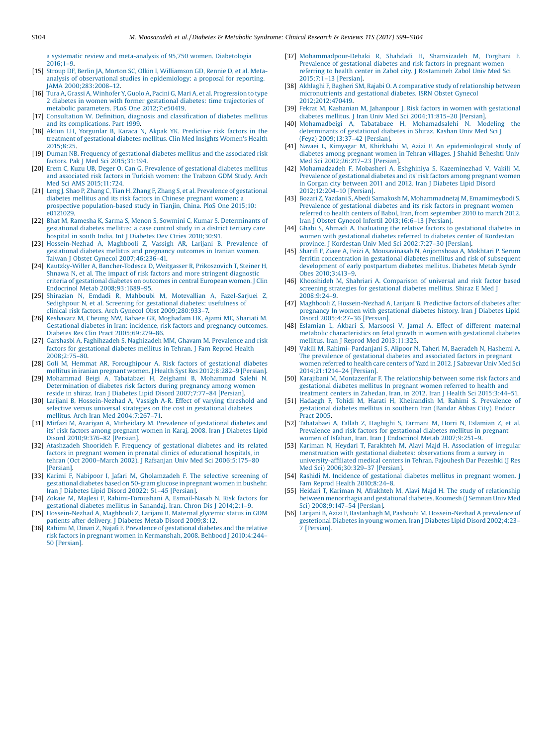a systematic review and meta-analysis of 95,750 women. Diabetologia 2016;1–9.

[15] Stroup DF, Berlin JA, Morton SC, Olkin I, Williamson GD, Rennie D, et al. Meta-analysis of observational studies in epidemiology: a proposal for reporting. JAMA 2000;283:2008–12.

[16] Tura A, Grassi A, Winhofer Y, Guolo A, Pacini G, Mari A, et al. Progression to type 2 diabetes in women with former gestational diabetes: time trajectories of metabolic parameters. PLoS One 2012;7:e50419.

[17] Consultation W. Definition, diagnosis and classification of diabetes mellitus and its complications. Part 1999.

[18] Aktun LH, Yorgunlar B, Karaca N, Akpak YK. Predictive risk factors in the treatment of gestational diabetes mellitus. Clin Med Insights Women's Health 2015;8:25.

[19] Duman NB. Frequency of gestational diabetes mellitus and the associated risk factors. Pak J Med Sci 2015;31:194.

[20] Erem C, Kuzu UB, Deger O, Can G. Prevalence of gestational diabetes mellitus and associated risk factors in Turkish women: the Trabzon GDM Study. Arch Med Sci AMS 2015;11:724.

[21] Leng J, Shao P, Zhang C, Tian H, Zhang F, Zhang S, et al. Prevalence of gestational diabetes mellitus and its risk factors in Chinese pregnant women: a prospective population-based study in Tianjin, China. PloS One 2015;10: e0121029.

[22] Bhat M, Ramesha K, Sarma S, Menon S, Sowmini C, Kumar S. Determinants of gestational diabetes mellitus: a case control study in a district tertiary care hospital in south India. Int J Diabetes Dev Ctries 2010;30:91.

[23] Hossein-Nezhad A, Maghbooli Z, Vassigh AR, Larijani B. Prevalence of gestational diabetes mellitus and pregnancy outcomes in Iranian women. Taiwan J Obstet Gynecol 2007;46:236–41.

[24] Kautzky-Willer A, Bancher-Todesca D, Weitgasser R, Prikoszovich T, Steiner H, Shnawa N, et al. The impact of risk factors and more stringent diagnostic criteria of gestational diabetes on outcomes in central European women. J Clin Endocrinol Metab 2008;93:1689–95.

[25] Shirazian N, Emdadi R, Mahboubi M, Motevallian A, Fazel-Sarjuei Z, Sedighpour N, et al. Screening for gestational diabetes: usefulness of clinical risk factors. Arch Gynecol Obst 2009;280:933–7.

[26] Keshavarz M, Cheung NW, Babaee GR, Moghadam HK, Ajami ME, Shariati M. Gestational diabetes in Iran: incidence, risk factors and pregnancy outcomes. Diabetes Res Clin Pract 2005;69:279–86.

[27] Garshasbi A, Faghihzadeh S, Naghizadeh MM, Ghavam M. Prevalence and risk factors for gestational diabetes mellitus in Tehran. J Fam Reprod Health 2008;2:75–80.

[28] Goli M, Hemmat AR, Foroughipour A. Risk factors of gestational diabetes mellitus in iranian pregnant women. J Health Syst Res 2012;8:282–9 [Persian].

[29] Mohammad Beigi A, Tabatabaei H, Zeighami B, Mohammad Salehi N. Determination of diabetes risk factors during pregnancy among women reside in shiraz. Iran J Diabetes Lipid Disord 2007;7:77–84 [Persian].

[30] Larijani B, Hossein-Nezhad A, Vassigh A-R. Effect of varying threshold and selective versus universal strategies on the cost in gestational diabetes mellitus. Arch Iran Med 2004;7:267–71.

[31] Mirfazi M, Azariyan A, Mirheidary M. Prevalence of gestational diabetes and its' risk factors among pregnant women in Karaj, 2008. Iran J Diabetes Lipid Disord 2010;9:376–82 [Persian].

[32] Atashzadeh Shoorideh F. Frequency of gestational diabetes and its related factors in pregnant women in prenatal clinics of educational hospitals, in tehran (Oct 2000–March 2002). J Rafsanjan Univ Med Sci 2006;5:175–80 [Persian].

[33] Karimi F, Nabipoor I, Jafari M, Gholamzadeh F. The selective screening of gestational diabetes based on 50-gram glucose in pregnant women in bushehr. Iran J Diabetes Lipid Disord 20022: 51–45 [Persian].

[34] Zokaie M, Majlesi F, Rahimi-Foroushani A, Esmail-Nasab N. Risk factors for gestational diabetes mellitus in Sanandaj, Iran. Chron Dis J 2014;2:1–9.

[35] Hossein-Nezhad A, Maghbooli Z, Larijani B. Maternal glycemic status in GDM patients after delivery. J Diabetes Metab Disord 2009;8:12.

[36] Rahimi M, Dinari Z, Najafi F. Prevalence of gestational diabetes and the relative risk factors in pregnant women in Kermanshah, 2008. Behbood J 2010;4:244–50 [Persian].

[37] Mohammadpour-Dehaki R, Shahdadi H, Shamsizadeh M, Forghani F. Prevalence of gestational diabetes and risk factors in pregnant women referring to health center in Zabol city. J Rostamineh Zabol Univ Med Sci 2015;7:1–13 [Persian].

[38] Akhlaghi F, Bagheri SM, Rajabi O. A comparative study of relationship between micronutrients and gestational diabetes. ISRN Obstet Gynecol 2012;2012:470419.

[39] Fekrat M, Kashanian M, Jahanpour J. Risk factors in women with gestational diabetes mellitus. J Iran Univ Med Sci 2004;11:815–20 [Persian].

[40] Mohamadbeigi A, Tabatabaee H, Mohamadsalehi N. Modeling the determinants of gestational diabetes in Shiraz. Kashan Univ Med Sci J (Feyz) 2009;13:37–42 [Persian].

[41] Navaei L, Kimyagar M, Khirkhahi M, Azizi F. An epidemiological study of diabetes among pregnant women in Tehran villages. J Shahid Beheshti Univ Med Sci 2002;26:217–23 [Persian].

[42] Mohamadzadeh F, Mobasheri A, Eshghiniya S, Kazeminezhad V, Vakili M. Prevalence of gestational diabetes and its' risk factors among pregnant women in Gorgan city between 2011 and 2012. Iran J Diabetes Lipid Disord 2012;12:204–10 [Persian].

[43] Bozari Z, Yazdani S, Abedi Samakosh M, Mohammadnetaj M, Emamimeybodi S. Prevalence of gestational diabetes and its risk factors in pregnant women referred to health centers of Babol, Iran, from september 2010 to march 2012. Iran J Obstet Gynecol Infertil 2013;16:6–13 [Persian].

[44] Ghabi S, Ahmadi A. Evaluating the relative factors to gestational diabetes in women with gestational diabetes referred to diabetes center of Kordestan province. J Kordestan Univ Med Sci 2002;7:27–30 [Persian].

[45] Sharifi F, Ziaee A, Feizi A, Mousavinasab N, Anjomshoaa A, Mokhtari P. Serum ferritin concentration in gestational diabetes mellitus and risk of subsequent development of early postpartum diabetes mellitus. Diabetes Metab Syndr Obes 2010;3:413–9.

[46] Khooshideh M, Shahriari A. Comparison of universal and risk factor based screening strategies for gestational diabetes mellitus. Shiraz E Med J 2008;9:24–9.

[47] Maghbooli Z, Hossein-Nezhad A, Larijani B. Predictive factors of diabetes after pregnancy In women with gestational diabetes history. Iran J Diabetes Lipid Disord 2005;4:27–36 [Persian].

[48] Eslamian L, Akbari S, Marsoosi V, Jamal A. Effect of different maternal metabolic characteristics on fetal growth in women with gestational diabetes mellitus. Iran J Reprod Med 2013;11:325.

[49] Vakili M, Rahimi- Pardanjani S, Alipoor N, Taheri M, Baeradeh N, Hashemi A. The prevalence of gestational diabetes and associated factors in pregnant women referred to health care centers of Yazd in 2012. J Sabzevar Univ Med Sci 2014;21:1214–24 [Persian].

[50] Karajibani M, Montazerifar F. The relationship between some risk factors and gestational diabetes mellitus In pregnant women referred to health and treatment centers in Zahedan, Iran, in 2012. Iran J Health Sci 2015;3:44–51.

[51] Hadaegh F, Tohidi M, Harati H, Kheirandish M, Rahimi S. Prevalence of gestational diabetes mellitus in southern Iran (Bandar Abbas City). Endocr Pract 2005.

[52] Tabatabaei A, Fallah Z, Haghighi S, Farmani M, Horri N, Eslamian Z, et al. Prevalence and risk factors for gestational diabetes mellitus in pregnant women of Isfahan, Iran. Iran J Endocrinol Metab 2007;9:251–9.

[53] Kariman N, Heydari T, Farakhteh M, Alavi Majd H. Association of irregular menstruation with gestational diabetes: observations from a survey in university-affiliated medical centers in Tehran. Pajouhesh Dar Pezeshki (J Res Med Sci) 2006;30:329–37 [Persian].

[54] Rashidi M. Incidence of gestational diabetes mellitus in pregnant women. J Fam Reprod Health 2010;8:24–8.

[55] Heidari T, Kariman N, Afrakhteh M, Alavi Majd H. The study of relationship between menorrhagia and gestational diabetes. Koomesh (J Semnan Univ Med Sci) 2008;9:147–54 [Persian].

[56] Larijani B, Azizi F, Bastanhagh M, Pashoohi M. Hossein-Nezhad A prevalence of gestetional Diabetes in young women. Iran J Diabetes Lipid Disord 2002;4:23–7 [Persian].